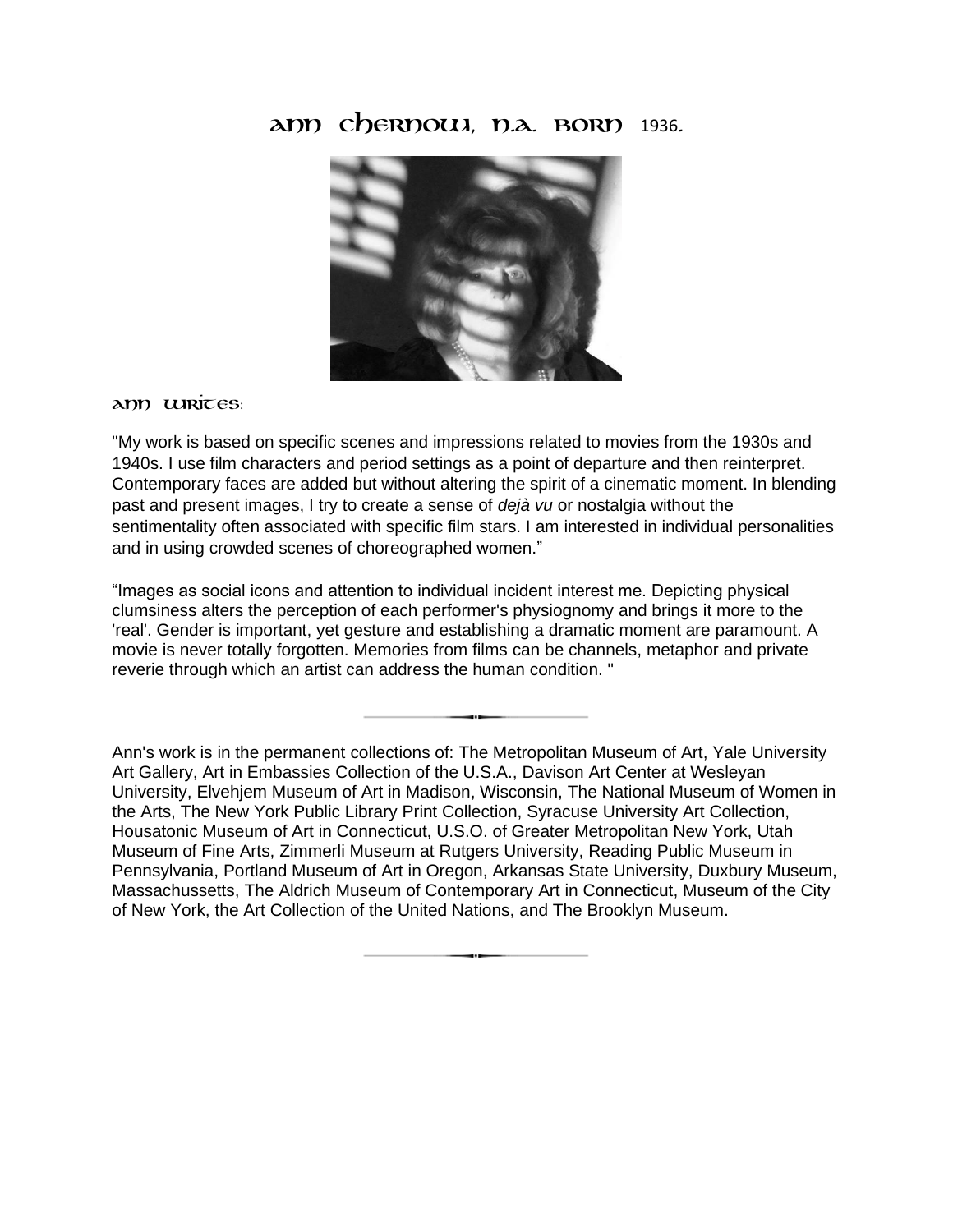# Ann Chernow, N.A. Born 1936.

### Ann Writes:

"My work is based on specific scenes and impressions related to movies from the 1930s and 1940s. I use film characters and period settings as a point of departure and then reinterpret. Contemporary faces are added but without altering the spirit of a cinematic moment. In blending past and present images, I try to create a sense of *dejà vu* or nostalgia without the sentimentality often associated with specific film stars. I am interested in individual personalities and in using crowded scenes of choreographed women."

"Images as social icons and attention to individual incident interest me. Depicting physical clumsiness alters the perception of each performer's physiognomy and brings it more to the 'real'. Gender is important, yet gesture and establishing a dramatic moment are paramount. A movie is never totally forgotten. Memories from films can be channels, metaphor and private reverie through which an artist can address the human condition. "

---

Ann's work is in the permanent collections of: The Metropolitan Museum of Art, Yale University Art Gallery, Art in Embassies Collection of the U.S.A., Davison Art Center at Wesleyan University, Elvehjem Museum of Art in Madison, Wisconsin, The National Museum of Women in the Arts, The New York Public Library Print Collection, Syracuse University Art Collection, Housatonic Museum of Art in Connecticut, U.S.O. of Greater Metropolitan New York, Utah Museum of Fine Arts, Zimmerli Museum at Rutgers University, Reading Public Museum in Pennsylvania, Portland Museum of Art in Oregon, Arkansas State University, Duxbury Museum, Massachussetts, The Aldrich Museum of Contemporary Art in Connecticut, Museum of the City of New York, the Art Collection of the United Nations, and The Brooklyn Museum.

---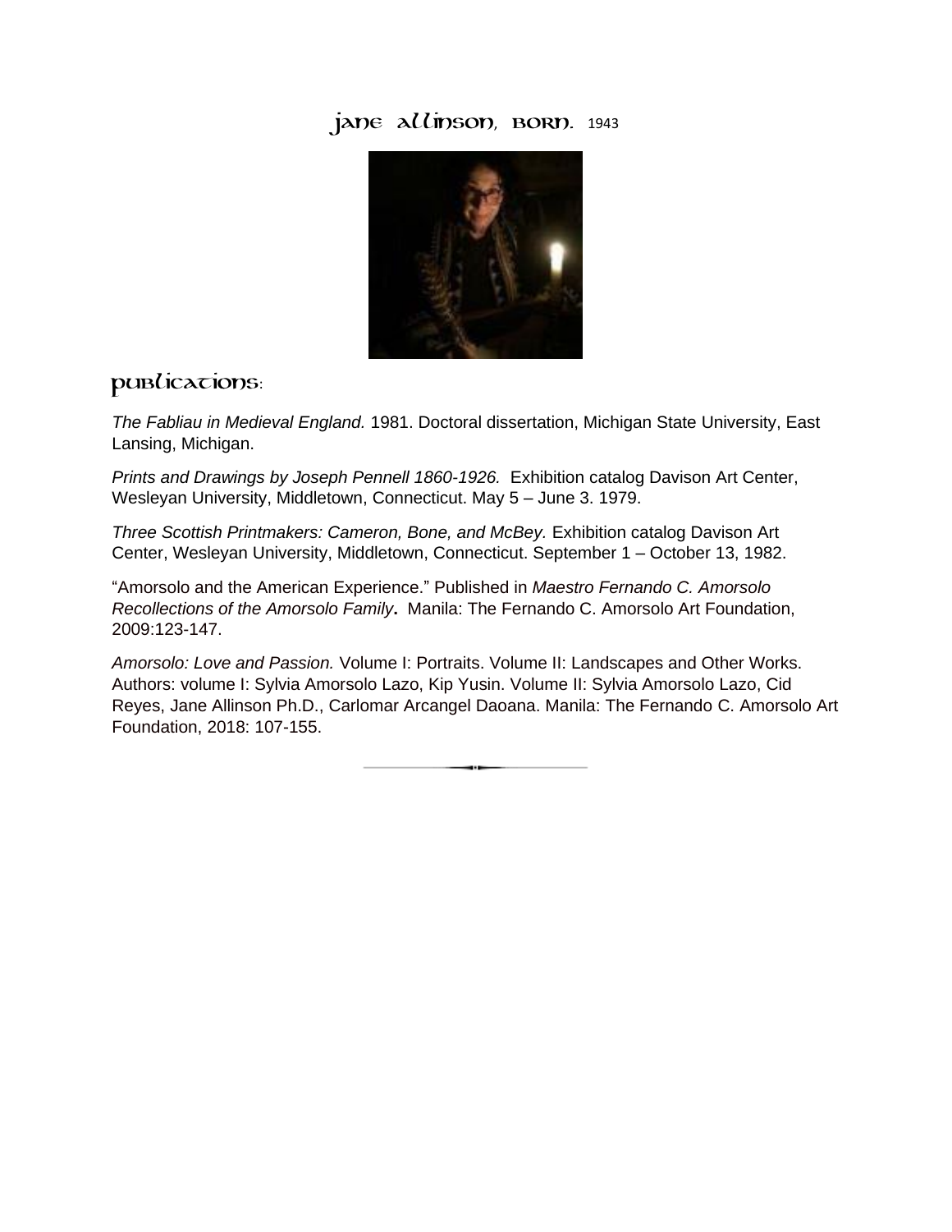# Jane Allinson, born. 1943

## Publications:

*The Fabliau in Medieval England.* 1981. Doctoral dissertation, Michigan State University, East Lansing, Michigan.

*Prints and Drawings by Joseph Pennell 1860-1926.* Exhibition catalog Davison Art Center, Wesleyan University, Middletown, Connecticut. May 5 – June 3. 1979.

*Three Scottish Printmakers: Cameron, Bone, and McBey.* Exhibition catalog Davison Art Center, Wesleyan University, Middletown, Connecticut. September 1 – October 13, 1982.

"Amorsolo and the American Experience." Published in *Maestro Fernando C. Amorsolo Recollections of the Amorsolo Family***.** Manila: The Fernando C. Amorsolo Art Foundation, 2009:123-147.

*Amorsolo: Love and Passion.* Volume I: Portraits. Volume II: Landscapes and Other Works. Authors: volume I: Sylvia Amorsolo Lazo, Kip Yusin. Volume II: Sylvia Amorsolo Lazo, Cid Reyes, Jane Allinson Ph.D., Carlomar Arcangel Daoana. Manila: The Fernando C. Amorsolo Art Foundation, 2018: 107-155.